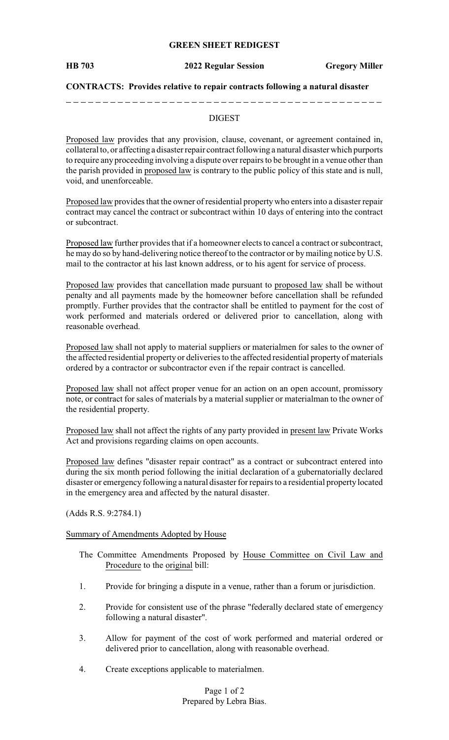**GREEN SHEET REDIGEST**

**HB 703** **2022 Regular Session** **Gregory Miller**

**CONTRACTS: Provides relative to repair contracts following a natural disaster**

---

DIGEST

Proposed law provides that any provision, clause, covenant, or agreement contained in, collateral to, or affecting a disaster repair contract following a natural disaster which purports to require any proceeding involving a dispute over repairs to be brought in a venue other than the parish provided in proposed law is contrary to the public policy of this state and is null, void, and unenforceable.

Proposed law provides that the owner of residential property who enters into a disaster repair contract may cancel the contract or subcontract within 10 days of entering into the contract or subcontract.

Proposed law further provides that if a homeowner elects to cancel a contract or subcontract, he may do so by hand-delivering notice thereof to the contractor or by mailing notice by U.S. mail to the contractor at his last known address, or to his agent for service of process.

Proposed law provides that cancellation made pursuant to proposed law shall be without penalty and all payments made by the homeowner before cancellation shall be refunded promptly. Further provides that the contractor shall be entitled to payment for the cost of work performed and materials ordered or delivered prior to cancellation, along with reasonable overhead.

Proposed law shall not apply to material suppliers or materialmen for sales to the owner of the affected residential property or deliveries to the affected residential property of materials ordered by a contractor or subcontractor even if the repair contract is cancelled.

Proposed law shall not affect proper venue for an action on an open account, promissory note, or contract for sales of materials by a material supplier or materialman to the owner of the residential property.

Proposed law shall not affect the rights of any party provided in present law Private Works Act and provisions regarding claims on open accounts.

Proposed law defines "disaster repair contract" as a contract or subcontract entered into during the six month period following the initial declaration of a gubernatorially declared disaster or emergency following a natural disaster for repairs to a residential property located in the emergency area and affected by the natural disaster.

(Adds R.S. 9:2784.1)

Summary of Amendments Adopted by House

The Committee Amendments Proposed by House Committee on Civil Law and Procedure to the original bill:

1. Provide for bringing a dispute in a venue, rather than a forum or jurisdiction.

2. Provide for consistent use of the phrase "federally declared state of emergency following a natural disaster".

3. Allow for payment of the cost of work performed and material ordered or delivered prior to cancellation, along with reasonable overhead.

4. Create exceptions applicable to materialmen.

Prepared by Lebra Bias.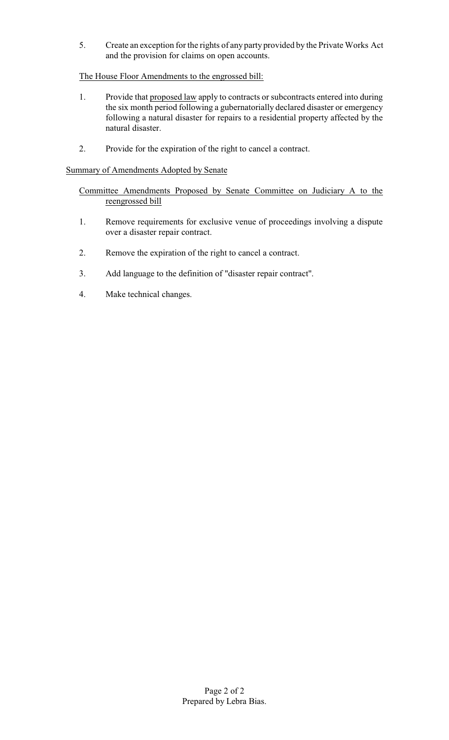5. Create an exception for the rights of any party provided by the Private Works Act and the provision for claims on open accounts.

The House Floor Amendments to the engrossed bill:

1. Provide that proposed law apply to contracts or subcontracts entered into during the six month period following a gubernatorially declared disaster or emergency following a natural disaster for repairs to a residential property affected by the natural disaster.

2. Provide for the expiration of the right to cancel a contract.

Summary of Amendments Adopted by Senate

Committee Amendments Proposed by Senate Committee on Judiciary A to the reengrossed bill

1. Remove requirements for exclusive venue of proceedings involving a dispute over a disaster repair contract.

2. Remove the expiration of the right to cancel a contract.

3. Add language to the definition of "disaster repair contract".

4. Make technical changes.

Prepared by Lebra Bias.